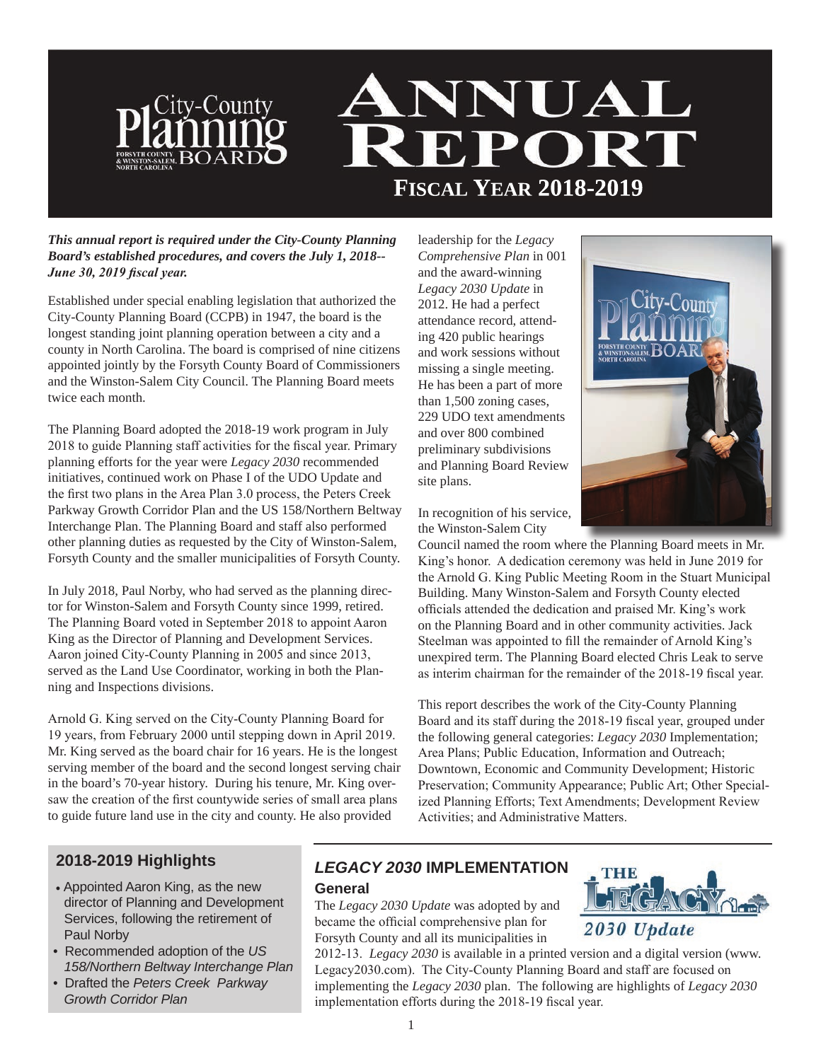# ANNUAL REPORT

## FISCAL YEAR 2018-2019

***This annual report is required under the City-County Planning Board's established procedures, and covers the July 1, 2018--June 30, 2019 fiscal year.***

Established under special enabling legislation that authorized the City-County Planning Board (CCPB) in 1947, the board is the longest standing joint planning operation between a city and a county in North Carolina. The board is comprised of nine citizens appointed jointly by the Forsyth County Board of Commissioners and the Winston-Salem City Council. The Planning Board meets twice each month.

The Planning Board adopted the 2018-19 work program in July 2018 to guide Planning staff activities for the fiscal year. Primary planning efforts for the year were *Legacy 2030* recommended initiatives, continued work on Phase I of the UDO Update and the first two plans in the Area Plan 3.0 process, the Peters Creek Parkway Growth Corridor Plan and the US 158/Northern Beltway Interchange Plan. The Planning Board and staff also performed other planning duties as requested by the City of Winston-Salem, Forsyth County and the smaller municipalities of Forsyth County.

In July 2018, Paul Norby, who had served as the planning director for Winston-Salem and Forsyth County since 1999, retired. The Planning Board voted in September 2018 to appoint Aaron King as the Director of Planning and Development Services. Aaron joined City-County Planning in 2005 and since 2013, served as the Land Use Coordinator, working in both the Planning and Inspections divisions.

Arnold G. King served on the City-County Planning Board for 19 years, from February 2000 until stepping down in April 2019. Mr. King served as the board chair for 16 years. He is the longest serving member of the board and the second longest serving chair in the board's 70-year history. During his tenure, Mr. King oversaw the creation of the first countywide series of small area plans to guide future land use in the city and county. He also provided leadership for the *Legacy Comprehensive Plan* in 001 and the award-winning *Legacy 2030 Update* in 2012. He had a perfect attendance record, attending 420 public hearings and work sessions without missing a single meeting. He has been a part of more than 1,500 zoning cases, 229 UDO text amendments and over 800 combined preliminary subdivisions and Planning Board Review site plans.

In recognition of his service, the Winston-Salem City Council named the room where the Planning Board meets in Mr. King's honor. A dedication ceremony was held in June 2019 for the Arnold G. King Public Meeting Room in the Stuart Municipal Building. Many Winston-Salem and Forsyth County elected officials attended the dedication and praised Mr. King's work on the Planning Board and in other community activities. Jack Steelman was appointed to fill the remainder of Arnold King's unexpired term. The Planning Board elected Chris Leak to serve as interim chairman for the remainder of the 2018-19 fiscal year.

This report describes the work of the City-County Planning Board and its staff during the 2018-19 fiscal year, grouped under the following general categories: *Legacy 2030* Implementation; Area Plans; Public Education, Information and Outreach; Downtown, Economic and Community Development; Historic Preservation; Community Appearance; Public Art; Other Specialized Planning Efforts; Text Amendments; Development Review Activities; and Administrative Matters.

### 2018-2019 Highlights

- Appointed Aaron King, as the new director of Planning and Development Services, following the retirement of Paul Norby
- Recommended adoption of the *US 158/Northern Beltway Interchange Plan*
- Drafted the *Peters Creek Parkway Growth Corridor Plan*

## *LEGACY 2030* IMPLEMENTATION

### General

The *Legacy 2030 Update* was adopted by and became the official comprehensive plan for Forsyth County and all its municipalities in 2012-13. *Legacy 2030* is available in a printed version and a digital version (www.Legacy2030.com). The City-County Planning Board and staff are focused on implementing the *Legacy 2030* plan. The following are highlights of *Legacy 2030* implementation efforts during the 2018-19 fiscal year.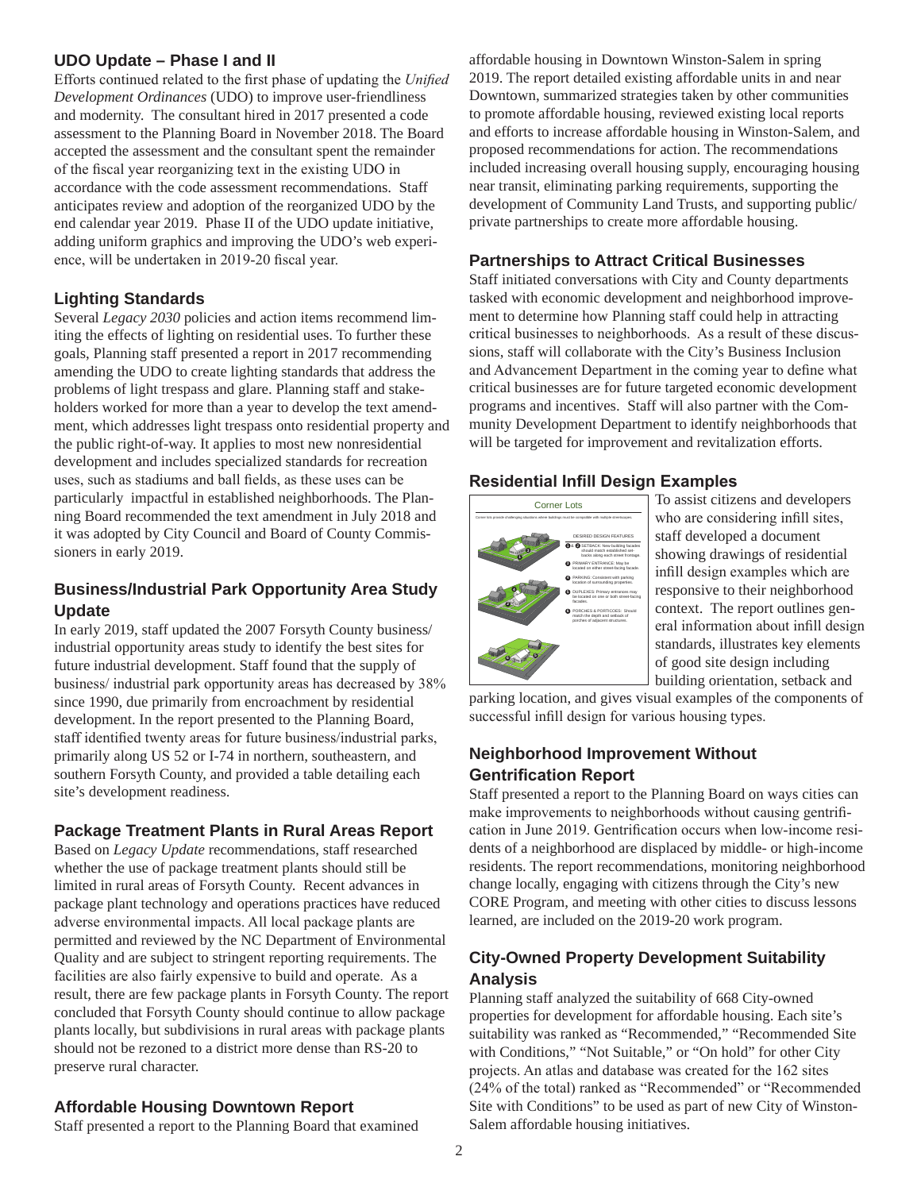## UDO Update – Phase I and II

Efforts continued related to the first phase of updating the *Unified Development Ordinances* (UDO) to improve user-friendliness and modernity. The consultant hired in 2017 presented a code assessment to the Planning Board in November 2018. The Board accepted the assessment and the consultant spent the remainder of the fiscal year reorganizing text in the existing UDO in accordance with the code assessment recommendations. Staff anticipates review and adoption of the reorganized UDO by the end calendar year 2019. Phase II of the UDO update initiative, adding uniform graphics and improving the UDO's web experience, will be undertaken in 2019-20 fiscal year.

## Lighting Standards

Several *Legacy 2030* policies and action items recommend limiting the effects of lighting on residential uses. To further these goals, Planning staff presented a report in 2017 recommending amending the UDO to create lighting standards that address the problems of light trespass and glare. Planning staff and stakeholders worked for more than a year to develop the text amendment, which addresses light trespass onto residential property and the public right-of-way. It applies to most new nonresidential development and includes specialized standards for recreation uses, such as stadiums and ball fields, as these uses can be particularly impactful in established neighborhoods. The Planning Board recommended the text amendment in July 2018 and it was adopted by City Council and Board of County Commissioners in early 2019.

## Business/Industrial Park Opportunity Area Study Update

In early 2019, staff updated the 2007 Forsyth County business/ industrial opportunity areas study to identify the best sites for future industrial development. Staff found that the supply of business/ industrial park opportunity areas has decreased by 38% since 1990, due primarily from encroachment by residential development. In the report presented to the Planning Board, staff identified twenty areas for future business/industrial parks, primarily along US 52 or I-74 in northern, southeastern, and southern Forsyth County, and provided a table detailing each site's development readiness.

## Package Treatment Plants in Rural Areas Report

Based on *Legacy Update* recommendations, staff researched whether the use of package treatment plants should still be limited in rural areas of Forsyth County. Recent advances in package plant technology and operations practices have reduced adverse environmental impacts. All local package plants are permitted and reviewed by the NC Department of Environmental Quality and are subject to stringent reporting requirements. The facilities are also fairly expensive to build and operate. As a result, there are few package plants in Forsyth County. The report concluded that Forsyth County should continue to allow package plants locally, but subdivisions in rural areas with package plants should not be rezoned to a district more dense than RS-20 to preserve rural character.

## Affordable Housing Downtown Report

Staff presented a report to the Planning Board that examined affordable housing in Downtown Winston-Salem in spring 2019. The report detailed existing affordable units in and near Downtown, summarized strategies taken by other communities to promote affordable housing, reviewed existing local reports and efforts to increase affordable housing in Winston-Salem, and proposed recommendations for action. The recommendations included increasing overall housing supply, encouraging housing near transit, eliminating parking requirements, supporting the development of Community Land Trusts, and supporting public/ private partnerships to create more affordable housing.

## Partnerships to Attract Critical Businesses

Staff initiated conversations with City and County departments tasked with economic development and neighborhood improvement to determine how Planning staff could help in attracting critical businesses to neighborhoods. As a result of these discussions, staff will collaborate with the City's Business Inclusion and Advancement Department in the coming year to define what critical businesses are for future targeted economic development programs and incentives. Staff will also partner with the Community Development Department to identify neighborhoods that will be targeted for improvement and revitalization efforts.

## Residential Infill Design Examples

To assist citizens and developers who are considering infill sites, staff developed a document showing drawings of residential infill design examples which are responsive to their neighborhood context. The report outlines general information about infill design standards, illustrates key elements of good site design including building orientation, setback and parking location, and gives visual examples of the components of successful infill design for various housing types.

## Neighborhood Improvement Without Gentrification Report

Staff presented a report to the Planning Board on ways cities can make improvements to neighborhoods without causing gentrification in June 2019. Gentrification occurs when low-income residents of a neighborhood are displaced by middle- or high-income residents. The report recommendations, monitoring neighborhood change locally, engaging with citizens through the City's new CORE Program, and meeting with other cities to discuss lessons learned, are included on the 2019-20 work program.

## City-Owned Property Development Suitability Analysis

Planning staff analyzed the suitability of 668 City-owned properties for development for affordable housing. Each site's suitability was ranked as "Recommended," "Recommended Site with Conditions," "Not Suitable," or "On hold" for other City projects. An atlas and database was created for the 162 sites (24% of the total) ranked as "Recommended" or "Recommended Site with Conditions" to be used as part of new City of Winston-Salem affordable housing initiatives.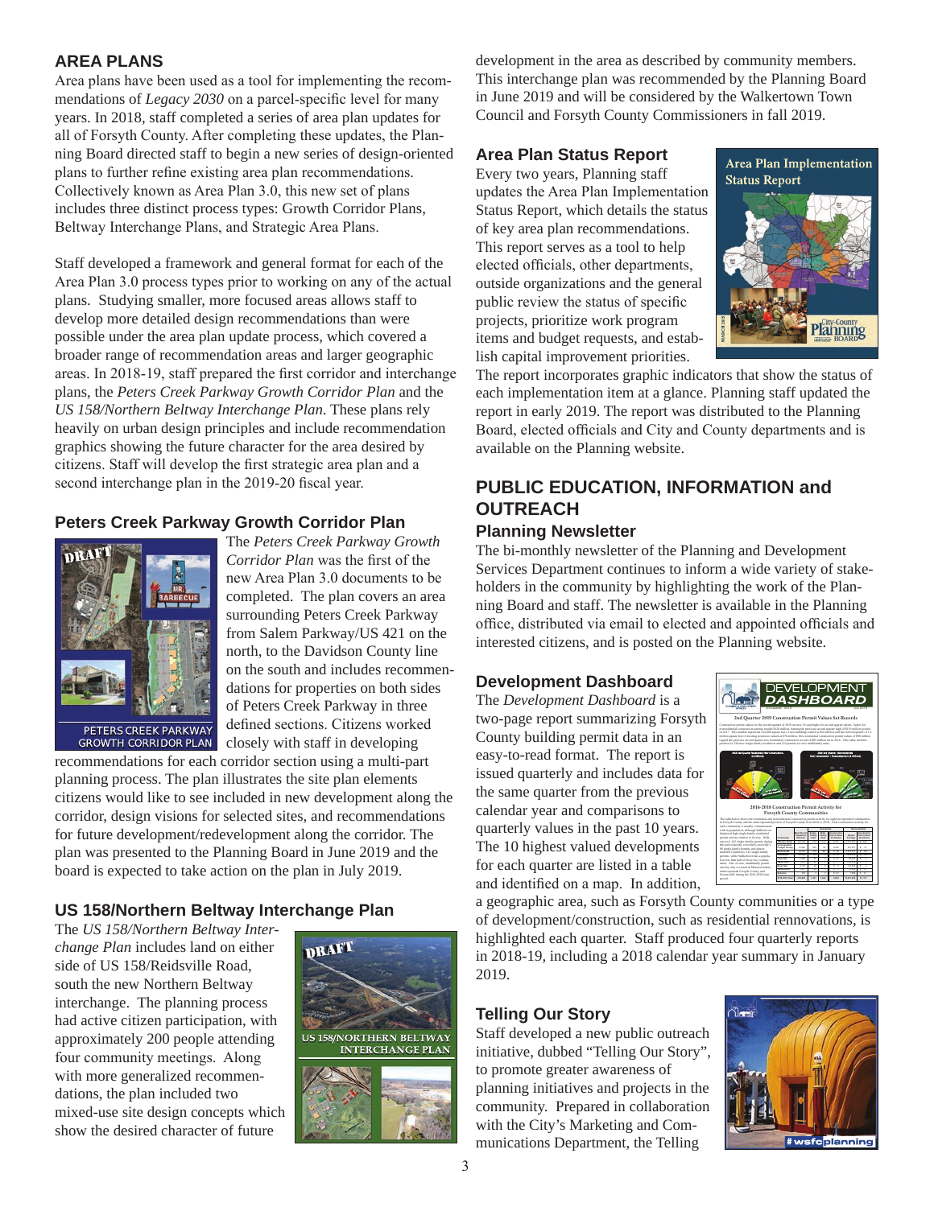## AREA PLANS

Area plans have been used as a tool for implementing the recommendations of *Legacy 2030* on a parcel-specific level for many years. In 2018, staff completed a series of area plan updates for all of Forsyth County. After completing these updates, the Planning Board directed staff to begin a new series of design-oriented plans to further refine existing area plan recommendations. Collectively known as Area Plan 3.0, this new set of plans includes three distinct process types: Growth Corridor Plans, Beltway Interchange Plans, and Strategic Area Plans.

Staff developed a framework and general format for each of the Area Plan 3.0 process types prior to working on any of the actual plans. Studying smaller, more focused areas allows staff to develop more detailed design recommendations than were possible under the area plan update process, which covered a broader range of recommendation areas and larger geographic areas. In 2018-19, staff prepared the first corridor and interchange plans, the *Peters Creek Parkway Growth Corridor Plan* and the *US 158/Northern Beltway Interchange Plan*. These plans rely heavily on urban design principles and include recommendation graphics showing the future character for the area desired by citizens. Staff will develop the first strategic area plan and a second interchange plan in the 2019-20 fiscal year.

### Peters Creek Parkway Growth Corridor Plan

The *Peters Creek Parkway Growth Corridor Plan* was the first of the new Area Plan 3.0 documents to be completed. The plan covers an area surrounding Peters Creek Parkway from Salem Parkway/US 421 on the north, to the Davidson County line on the south and includes recommendations for properties on both sides of Peters Creek Parkway in three defined sections. Citizens worked closely with staff in developing recommendations for each corridor section using a multi-part planning process. The plan illustrates the site plan elements citizens would like to see included in new development along the corridor, design visions for selected sites, and recommendations for future development/redevelopment along the corridor. The plan was presented to the Planning Board in June 2019 and the board is expected to take action on the plan in July 2019.

### US 158/Northern Beltway Interchange Plan

The *US 158/Northern Beltway Interchange Plan* includes land on either side of US 158/Reidsville Road, south the new Northern Beltway interchange. The planning process had active citizen participation, with approximately 200 people attending four community meetings. Along with more generalized recommendations, the plan included two mixed-use site design concepts which show the desired character of future development in the area as described by community members. This interchange plan was recommended by the Planning Board in June 2019 and will be considered by the Walkertown Town Council and Forsyth County Commissioners in fall 2019.

### Area Plan Status Report

Every two years, Planning staff updates the Area Plan Implementation Status Report, which details the status of key area plan recommendations. This report serves as a tool to help elected officials, other departments, outside organizations and the general public review the status of specific projects, prioritize work program items and budget requests, and establish capital improvement priorities. The report incorporates graphic indicators that show the status of each implementation item at a glance. Planning staff updated the report in early 2019. The report was distributed to the Planning Board, elected officials and City and County departments and is available on the Planning website.

## PUBLIC EDUCATION, INFORMATION and OUTREACH

### Planning Newsletter

The bi-monthly newsletter of the Planning and Development Services Department continues to inform a wide variety of stakeholders in the community by highlighting the work of the Planning Board and staff. The newsletter is available in the Planning office, distributed via email to elected and appointed officials and interested citizens, and is posted on the Planning website.

### Development Dashboard

The *Development Dashboard* is a two-page report summarizing Forsyth County building permit data in an easy-to-read format. The report is issued quarterly and includes data for the same quarter from the previous calendar year and comparisons to quarterly values in the past 10 years. The 10 highest valued developments for each quarter are listed in a table and identified on a map. In addition, a geographic area, such as Forsyth County communities or a type of development/construction, such as residential rennovations, is highlighted each quarter. Staff produced four quarterly reports in 2018-19, including a 2018 calendar year summary in January 2019.

### Telling Our Story

Staff developed a new public outreach initiative, dubbed "Telling Our Story", to promote greater awareness of planning initiatives and projects in the community. Prepared in collaboration with the City's Marketing and Communications Department, the Telling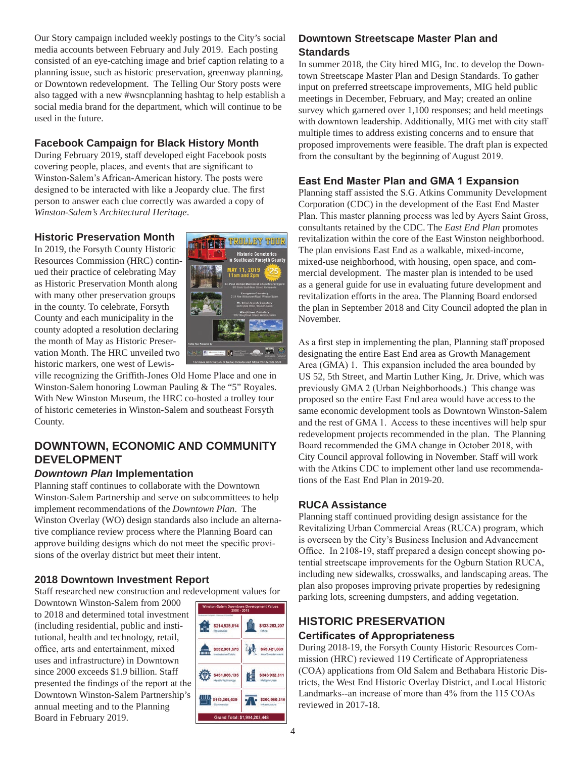Our Story campaign included weekly postings to the City's social media accounts between February and July 2019. Each posting consisted of an eye-catching image and brief caption relating to a planning issue, such as historic preservation, greenway planning, or Downtown redevelopment. The Telling Our Story posts were also tagged with a new #wsncplanning hashtag to help establish a social media brand for the department, which will continue to be used in the future.

### Facebook Campaign for Black History Month

During February 2019, staff developed eight Facebook posts covering people, places, and events that are significant to Winston-Salem's African-American history. The posts were designed to be interacted with like a Jeopardy clue. The first person to answer each clue correctly was awarded a copy of *Winston-Salem's Architectural Heritage*.

### Historic Preservation Month

In 2019, the Forsyth County Historic Resources Commission (HRC) continued their practice of celebrating May as Historic Preservation Month along with many other preservation groups in the county. To celebrate, Forsyth County and each municipality in the county adopted a resolution declaring the month of May as Historic Preservation Month. The HRC unveiled two historic markers, one west of Lewisville recognizing the Griffith-Jones Old Home Place and one in Winston-Salem honoring Lowman Pauling & The "5" Royales. With New Winston Museum, the HRC co-hosted a trolley tour of historic cemeteries in Winston-Salem and southeast Forsyth County.

## DOWNTOWN, ECONOMIC AND COMMUNITY DEVELOPMENT

### *Downtown Plan* Implementation

Planning staff continues to collaborate with the Downtown Winston-Salem Partnership and serve on subcommittees to help implement recommendations of the *Downtown Plan*. The Winston Overlay (WO) design standards also include an alternative compliance review process where the Planning Board can approve building designs which do not meet the specific provisions of the overlay district but meet their intent.

### 2018 Downtown Investment Report

Staff researched new construction and redevelopment values for Downtown Winston-Salem from 2000 to 2018 and determined total investment (including residential, public and institutional, health and technology, retail, office, arts and entertainment, mixed uses and infrastructure) in Downtown since 2000 exceeds $1.9 billion. Staff presented the findings of the report at the Downtown Winston-Salem Partnership's annual meeting and to the Planning Board in February 2019.

### Downtown Streetscape Master Plan and Standards

In summer 2018, the City hired MIG, Inc. to develop the Downtown Streetscape Master Plan and Design Standards. To gather input on preferred streetscape improvements, MIG held public meetings in December, February, and May; created an online survey which garnered over 1,100 responses; and held meetings with downtown leadership. Additionally, MIG met with city staff multiple times to address existing concerns and to ensure that proposed improvements were feasible. The draft plan is expected from the consultant by the beginning of August 2019.

### East End Master Plan and GMA 1 Expansion

Planning staff assisted the S.G. Atkins Community Development Corporation (CDC) in the development of the East End Master Plan. This master planning process was led by Ayers Saint Gross, consultants retained by the CDC. The *East End Plan* promotes revitalization within the core of the East Winston neighborhood. The plan envisions East End as a walkable, mixed-income, mixed-use neighborhood, with housing, open space, and commercial development. The master plan is intended to be used as a general guide for use in evaluating future development and revitalization efforts in the area. The Planning Board endorsed the plan in September 2018 and City Council adopted the plan in November.

As a first step in implementing the plan, Planning staff proposed designating the entire East End area as Growth Management Area (GMA) 1. This expansion included the area bounded by US 52, 5th Street, and Martin Luther King, Jr. Drive, which was previously GMA 2 (Urban Neighborhoods.) This change was proposed so the entire East End area would have access to the same economic development tools as Downtown Winston-Salem and the rest of GMA 1. Access to these incentives will help spur redevelopment projects recommended in the plan. The Planning Board recommended the GMA change in October 2018, with City Council approval following in November. Staff will work with the Atkins CDC to implement other land use recommendations of the East End Plan in 2019-20.

### RUCA Assistance

Planning staff continued providing design assistance for the Revitalizing Urban Commercial Areas (RUCA) program, which is overseen by the City's Business Inclusion and Advancement Office. In 2108-19, staff prepared a design concept showing potential streetscape improvements for the Ogburn Station RUCA, including new sidewalks, crosswalks, and landscaping areas. The plan also proposes improving private properties by redesigning parking lots, screening dumpsters, and adding vegetation.

## HISTORIC PRESERVATION

### Certificates of Appropriateness

During 2018-19, the Forsyth County Historic Resources Commission (HRC) reviewed 119 Certificate of Appropriateness (COA) applications from Old Salem and Bethabara Historic Districts, the West End Historic Overlay District, and Local Historic Landmarks--an increase of more than 4% from the 115 COAs reviewed in 2017-18.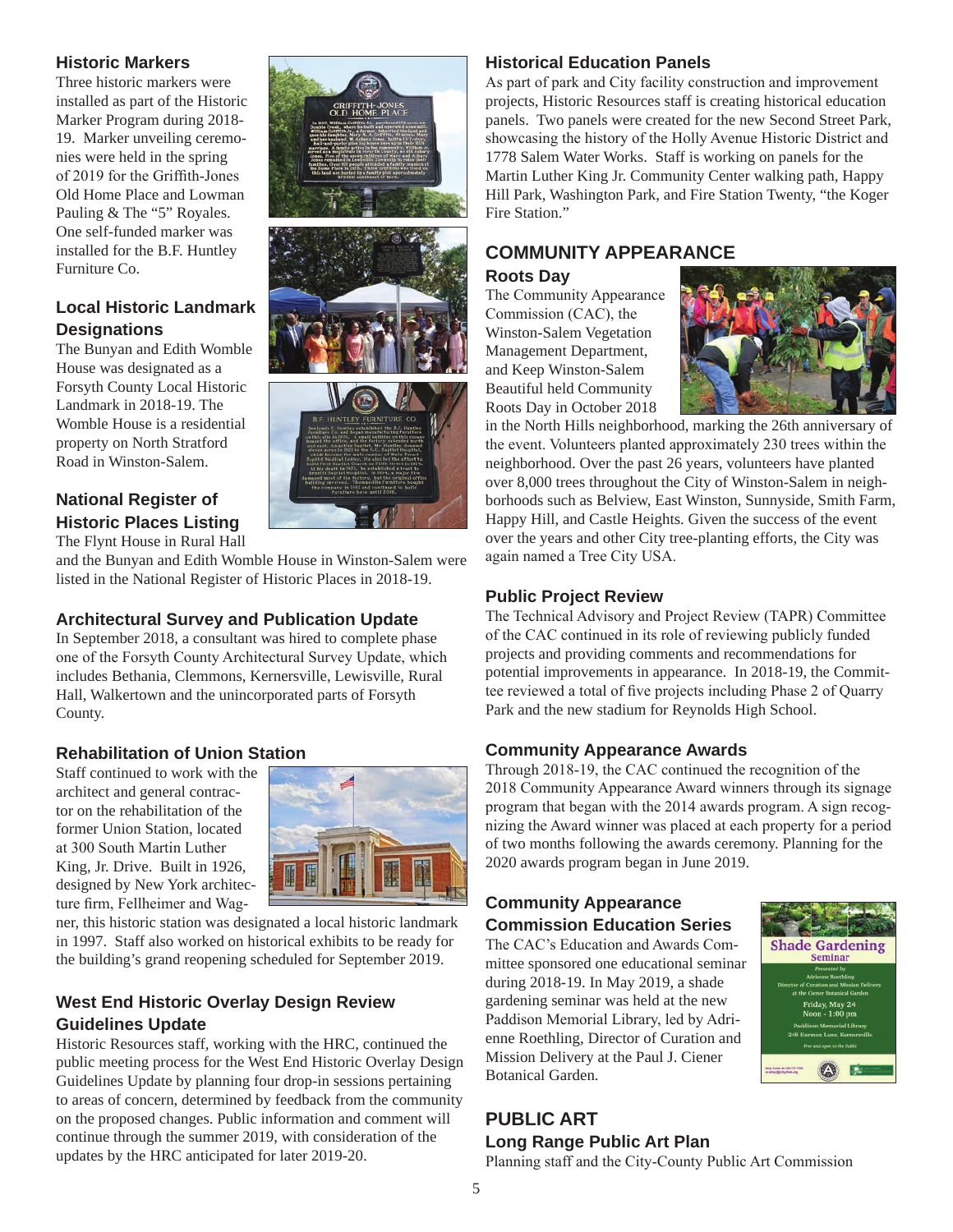### Historic Markers

Three historic markers were installed as part of the Historic Marker Program during 2018-19. Marker unveiling ceremonies were held in the spring of 2019 for the Griffith-Jones Old Home Place and Lowman Pauling & The "5" Royales. One self-funded marker was installed for the B.F. Huntley Furniture Co.

### Local Historic Landmark Designations

The Bunyan and Edith Womble House was designated as a Forsyth County Local Historic Landmark in 2018-19. The Womble House is a residential property on North Stratford Road in Winston-Salem.

### National Register of Historic Places Listing

The Flynt House in Rural Hall and the Bunyan and Edith Womble House in Winston-Salem were listed in the National Register of Historic Places in 2018-19.

### Architectural Survey and Publication Update

In September 2018, a consultant was hired to complete phase one of the Forsyth County Architectural Survey Update, which includes Bethania, Clemmons, Kernersville, Lewisville, Rural Hall, Walkertown and the unincorporated parts of Forsyth County.

### Rehabilitation of Union Station

Staff continued to work with the architect and general contractor on the rehabilitation of the former Union Station, located at 300 South Martin Luther King, Jr. Drive. Built in 1926, designed by New York architecture firm, Fellheimer and Wagner, this historic station was designated a local historic landmark in 1997. Staff also worked on historical exhibits to be ready for the building's grand reopening scheduled for September 2019.

### West End Historic Overlay Design Review Guidelines Update

Historic Resources staff, working with the HRC, continued the public meeting process for the West End Historic Overlay Design Guidelines Update by planning four drop-in sessions pertaining to areas of concern, determined by feedback from the community on the proposed changes. Public information and comment will continue through the summer 2019, with consideration of the updates by the HRC anticipated for later 2019-20.

### Historical Education Panels

As part of park and City facility construction and improvement projects, Historic Resources staff is creating historical education panels. Two panels were created for the new Second Street Park, showcasing the history of the Holly Avenue Historic District and 1778 Salem Water Works. Staff is working on panels for the Martin Luther King Jr. Community Center walking path, Happy Hill Park, Washington Park, and Fire Station Twenty, "the Koger Fire Station."

## COMMUNITY APPEARANCE

### Roots Day

The Community Appearance Commission (CAC), the Winston-Salem Vegetation Management Department, and Keep Winston-Salem Beautiful held Community Roots Day in October 2018 in the North Hills neighborhood, marking the 26th anniversary of the event. Volunteers planted approximately 230 trees within the neighborhood. Over the past 26 years, volunteers have planted over 8,000 trees throughout the City of Winston-Salem in neighborhoods such as Belview, East Winston, Sunnyside, Smith Farm, Happy Hill, and Castle Heights. Given the success of the event over the years and other City tree-planting efforts, the City was again named a Tree City USA.

### Public Project Review

The Technical Advisory and Project Review (TAPR) Committee of the CAC continued in its role of reviewing publicly funded projects and providing comments and recommendations for potential improvements in appearance. In 2018-19, the Committee reviewed a total of five projects including Phase 2 of Quarry Park and the new stadium for Reynolds High School.

### Community Appearance Awards

Through 2018-19, the CAC continued the recognition of the 2018 Community Appearance Award winners through its signage program that began with the 2014 awards program. A sign recognizing the Award winner was placed at each property for a period of two months following the awards ceremony. Planning for the 2020 awards program began in June 2019.

### Community Appearance Commission Education Series

The CAC's Education and Awards Committee sponsored one educational seminar during 2018-19. In May 2019, a shade gardening seminar was held at the new Paddison Memorial Library, led by Adrienne Roethling, Director of Curation and Mission Delivery at the Paul J. Ciener Botanical Garden.

## PUBLIC ART

### Long Range Public Art Plan

Planning staff and the City-County Public Art Commission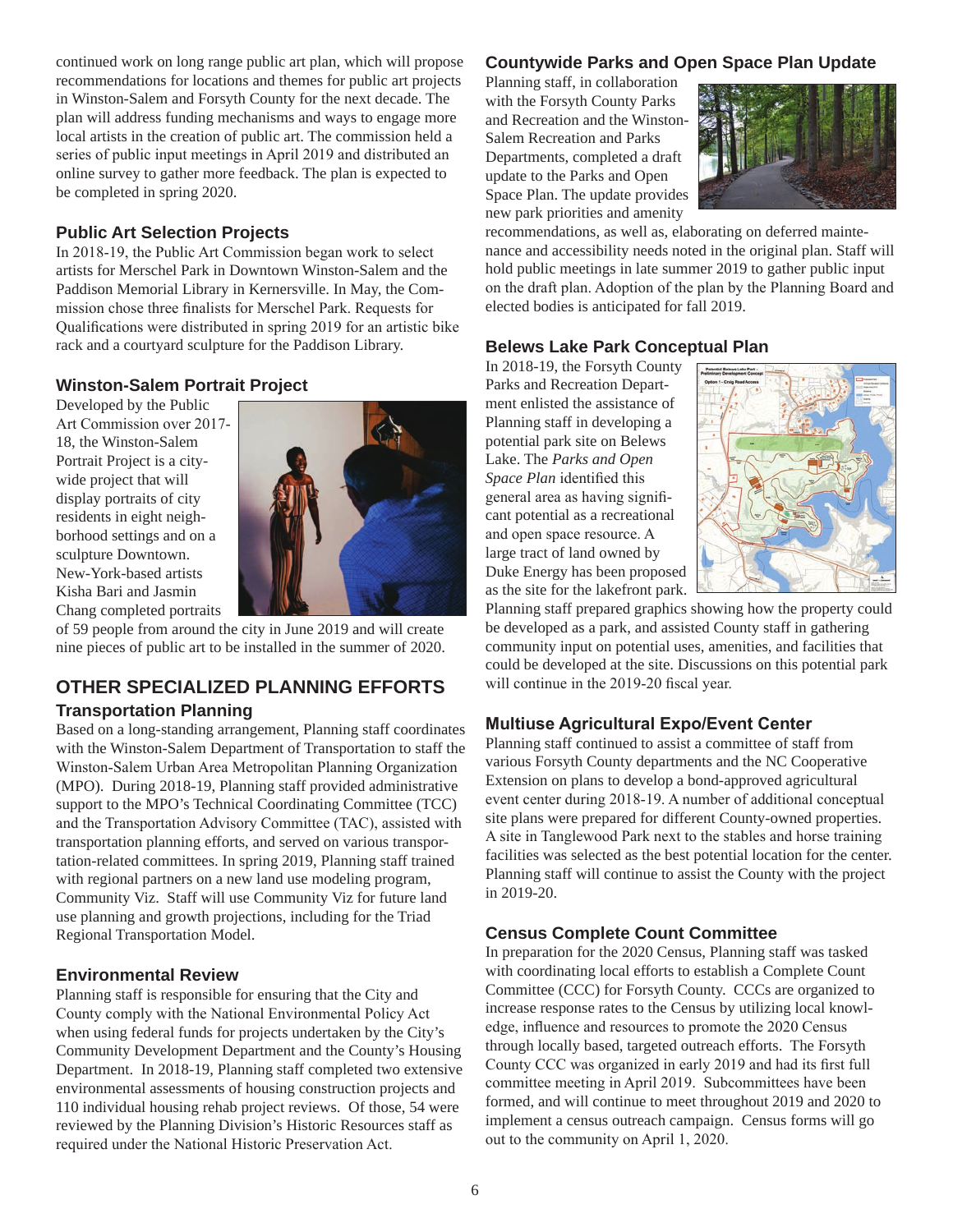continued work on long range public art plan, which will propose recommendations for locations and themes for public art projects in Winston-Salem and Forsyth County for the next decade. The plan will address funding mechanisms and ways to engage more local artists in the creation of public art. The commission held a series of public input meetings in April 2019 and distributed an online survey to gather more feedback. The plan is expected to be completed in spring 2020.

### Public Art Selection Projects

In 2018-19, the Public Art Commission began work to select artists for Merschel Park in Downtown Winston-Salem and the Paddison Memorial Library in Kernersville. In May, the Commission chose three finalists for Merschel Park. Requests for Qualifications were distributed in spring 2019 for an artistic bike rack and a courtyard sculpture for the Paddison Library.

### Winston-Salem Portrait Project

Developed by the Public Art Commission over 2017-18, the Winston-Salem Portrait Project is a city-wide project that will display portraits of city residents in eight neighborhood settings and on a sculpture Downtown. New-York-based artists Kisha Bari and Jasmin Chang completed portraits of 59 people from around the city in June 2019 and will create nine pieces of public art to be installed in the summer of 2020.

## OTHER SPECIALIZED PLANNING EFFORTS

### Transportation Planning

Based on a long-standing arrangement, Planning staff coordinates with the Winston-Salem Department of Transportation to staff the Winston-Salem Urban Area Metropolitan Planning Organization (MPO). During 2018-19, Planning staff provided administrative support to the MPO's Technical Coordinating Committee (TCC) and the Transportation Advisory Committee (TAC), assisted with transportation planning efforts, and served on various transportation-related committees. In spring 2019, Planning staff trained with regional partners on a new land use modeling program, Community Viz. Staff will use Community Viz for future land use planning and growth projections, including for the Triad Regional Transportation Model.

### Environmental Review

Planning staff is responsible for ensuring that the City and County comply with the National Environmental Policy Act when using federal funds for projects undertaken by the City's Community Development Department and the County's Housing Department. In 2018-19, Planning staff completed two extensive environmental assessments of housing construction projects and 110 individual housing rehab project reviews. Of those, 54 were reviewed by the Planning Division's Historic Resources staff as required under the National Historic Preservation Act.

### Countywide Parks and Open Space Plan Update

Planning staff, in collaboration with the Forsyth County Parks and Recreation and the Winston-Salem Recreation and Parks Departments, completed a draft update to the Parks and Open Space Plan. The update provides new park priorities and amenity recommendations, as well as, elaborating on deferred maintenance and accessibility needs noted in the original plan. Staff will hold public meetings in late summer 2019 to gather public input on the draft plan. Adoption of the plan by the Planning Board and elected bodies is anticipated for fall 2019.

### Belews Lake Park Conceptual Plan

In 2018-19, the Forsyth County Parks and Recreation Department enlisted the assistance of Planning staff in developing a potential park site on Belews Lake. The *Parks and Open Space Plan* identified this general area as having significant potential as a recreational and open space resource. A large tract of land owned by Duke Energy has been proposed as the site for the lakefront park. Planning staff prepared graphics showing how the property could be developed as a park, and assisted County staff in gathering community input on potential uses, amenities, and facilities that could be developed at the site. Discussions on this potential park will continue in the 2019-20 fiscal year.

### Multiuse Agricultural Expo/Event Center

Planning staff continued to assist a committee of staff from various Forsyth County departments and the NC Cooperative Extension on plans to develop a bond-approved agricultural event center during 2018-19. A number of additional conceptual site plans were prepared for different County-owned properties. A site in Tanglewood Park next to the stables and horse training facilities was selected as the best potential location for the center. Planning staff will continue to assist the County with the project in 2019-20.

### Census Complete Count Committee

In preparation for the 2020 Census, Planning staff was tasked with coordinating local efforts to establish a Complete Count Committee (CCC) for Forsyth County. CCCs are organized to increase response rates to the Census by utilizing local knowledge, influence and resources to promote the 2020 Census through locally based, targeted outreach efforts. The Forsyth County CCC was organized in early 2019 and had its first full committee meeting in April 2019. Subcommittees have been formed, and will continue to meet throughout 2019 and 2020 to implement a census outreach campaign. Census forms will go out to the community on April 1, 2020.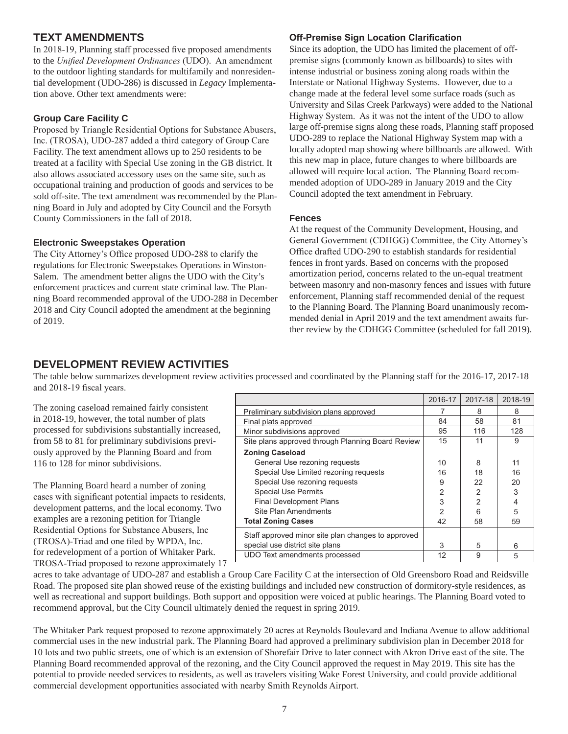## TEXT AMENDMENTS

In 2018-19, Planning staff processed five proposed amendments to the *Unified Development Ordinances* (UDO). An amendment to the outdoor lighting standards for multifamily and nonresidential development (UDO-286) is discussed in *Legacy* Implementation above. Other text amendments were:

### Group Care Facility C

Proposed by Triangle Residential Options for Substance Abusers, Inc. (TROSA), UDO-287 added a third category of Group Care Facility. The text amendment allows up to 250 residents to be treated at a facility with Special Use zoning in the GB district. It also allows associated accessory uses on the same site, such as occupational training and production of goods and services to be sold off-site. The text amendment was recommended by the Planning Board in July and adopted by City Council and the Forsyth County Commissioners in the fall of 2018.

### Electronic Sweepstakes Operation

The City Attorney's Office proposed UDO-288 to clarify the regulations for Electronic Sweepstakes Operations in Winston-Salem. The amendment better aligns the UDO with the City's enforcement practices and current state criminal law. The Planning Board recommended approval of the UDO-288 in December 2018 and City Council adopted the amendment at the beginning of 2019.

### Off-Premise Sign Location Clarification

Since its adoption, the UDO has limited the placement of off-premise signs (commonly known as billboards) to sites with intense industrial or business zoning along roads within the Interstate or National Highway Systems. However, due to a change made at the federal level some surface roads (such as University and Silas Creek Parkways) were added to the National Highway System. As it was not the intent of the UDO to allow large off-premise signs along these roads, Planning staff proposed UDO-289 to replace the National Highway System map with a locally adopted map showing where billboards are allowed. With this new map in place, future changes to where billboards are allowed will require local action. The Planning Board recommended adoption of UDO-289 in January 2019 and the City Council adopted the text amendment in February.

### Fences

At the request of the Community Development, Housing, and General Government (CDHGG) Committee, the City Attorney's Office drafted UDO-290 to establish standards for residential fences in front yards. Based on concerns with the proposed amortization period, concerns related to the un-equal treatment between masonry and non-masonry fences and issues with future enforcement, Planning staff recommended denial of the request to the Planning Board. The Planning Board unanimously recommended denial in April 2019 and the text amendment awaits further review by the CDHGG Committee (scheduled for fall 2019).

## DEVELOPMENT REVIEW ACTIVITIES

The table below summarizes development review activities processed and coordinated by the Planning staff for the 2016-17, 2017-18 and 2018-19 fiscal years.

| | 2016-17 | 2017-18 | 2018-19 |
|---|---|---|---|
| Preliminary subdivision plans approved | 7 | 8 | 8 |
| Final plats approved | 84 | 58 | 81 |
| Minor subdivisions approved | 95 | 116 | 128 |
| Site plans approved through Planning Board Review | 15 | 11 | 9 |
| **Zoning Caseload** | | | |
| General Use rezoning requests | 10 | 8 | 11 |
| Special Use Limited rezoning requests | 16 | 18 | 16 |
| Special Use rezoning requests | 9 | 22 | 20 |
| Special Use Permits | 2 | 2 | 3 |
| Final Development Plans | 3 | 2 | 4 |
| Site Plan Amendments | 2 | 6 | 5 |
| **Total Zoning Cases** | 42 | 58 | 59 |
| Staff approved minor site plan changes to approved special use district site plans | 3 | 5 | 6 |
| UDO Text amendments processed | 12 | 9 | 5 |

The zoning caseload remained fairly consistent in 2018-19, however, the total number of plats processed for subdivisions substantially increased, from 58 to 81 for preliminary subdivisions previously approved by the Planning Board and from 116 to 128 for minor subdivisions.

The Planning Board heard a number of zoning cases with significant potential impacts to residents, development patterns, and the local economy. Two examples are a rezoning petition for Triangle Residential Options for Substance Abusers, Inc (TROSA)-Triad and one filed by WPDA, Inc. for redevelopment of a portion of Whitaker Park. TROSA-Triad proposed to rezone approximately 17 acres to take advantage of UDO-287 and establish a Group Care Facility C at the intersection of Old Greensboro Road and Reidsville Road. The proposed site plan showed reuse of the existing buildings and included new construction of dormitory-style residences, as well as recreational and support buildings. Both support and opposition were voiced at public hearings. The Planning Board voted to recommend approval, but the City Council ultimately denied the request in spring 2019.

The Whitaker Park request proposed to rezone approximately 20 acres at Reynolds Boulevard and Indiana Avenue to allow additional commercial uses in the new industrial park. The Planning Board had approved a preliminary subdivision plan in December 2018 for 10 lots and two public streets, one of which is an extension of Shorefair Drive to later connect with Akron Drive east of the site. The Planning Board recommended approval of the rezoning, and the City Council approved the request in May 2019. This site has the potential to provide needed services to residents, as well as travelers visiting Wake Forest University, and could provide additional commercial development opportunities associated with nearby Smith Reynolds Airport.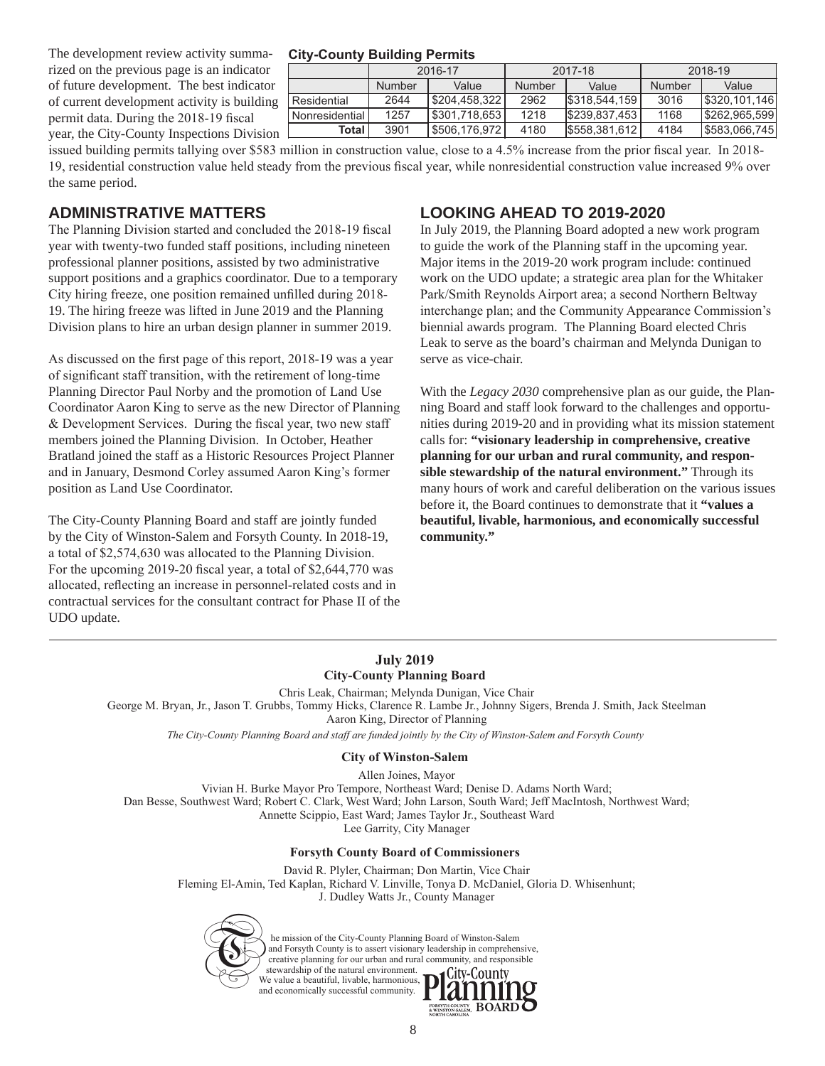The development review activity summarized on the previous page is an indicator of future development. The best indicator of current development activity is building permit data. During the 2018-19 fiscal year, the City-County Inspections Division issued building permits tallying over $583 million in construction value, close to a 4.5% increase from the prior fiscal year. In 2018-19, residential construction value held steady from the previous fiscal year, while nonresidential construction value increased 9% over the same period.

**City-County Building Permits**

| | 2016-17 | | 2017-18 | | 2018-19 | |
|---|---|---|---|---|---|---|
| | Number | Value | Number | Value | Number | Value |
| Residential | 2644 | $204,458,322 | 2962 | $318,544,159 | 3016 | $320,101,146 |
| Nonresidential | 1257 | $301,718,653 | 1218 | $239,837,453 | 1168 | $262,965,599 |
| **Total** | 3901 | $506,176,972 | 4180 | $558,381,612 | 4184 | $583,066,745 |

## ADMINISTRATIVE MATTERS

The Planning Division started and concluded the 2018-19 fiscal year with twenty-two funded staff positions, including nineteen professional planner positions, assisted by two administrative support positions and a graphics coordinator. Due to a temporary City hiring freeze, one position remained unfilled during 2018-19. The hiring freeze was lifted in June 2019 and the Planning Division plans to hire an urban design planner in summer 2019.

As discussed on the first page of this report, 2018-19 was a year of significant staff transition, with the retirement of long-time Planning Director Paul Norby and the promotion of Land Use Coordinator Aaron King to serve as the new Director of Planning & Development Services. During the fiscal year, two new staff members joined the Planning Division. In October, Heather Bratland joined the staff as a Historic Resources Project Planner and in January, Desmond Corley assumed Aaron King's former position as Land Use Coordinator.

The City-County Planning Board and staff are jointly funded by the City of Winston-Salem and Forsyth County. In 2018-19, a total of $2,574,630 was allocated to the Planning Division. For the upcoming 2019-20 fiscal year, a total of $2,644,770 was allocated, reflecting an increase in personnel-related costs and in contractual services for the consultant contract for Phase II of the UDO update.

## LOOKING AHEAD TO 2019-2020

In July 2019, the Planning Board adopted a new work program to guide the work of the Planning staff in the upcoming year. Major items in the 2019-20 work program include: continued work on the UDO update; a strategic area plan for the Whitaker Park/Smith Reynolds Airport area; a second Northern Beltway interchange plan; and the Community Appearance Commission's biennial awards program. The Planning Board elected Chris Leak to serve as the board's chairman and Melynda Dunigan to serve as vice-chair.

With the *Legacy 2030* comprehensive plan as our guide, the Planning Board and staff look forward to the challenges and opportunities during 2019-20 and in providing what its mission statement calls for: **"visionary leadership in comprehensive, creative planning for our urban and rural community, and responsible stewardship of the natural environment."** Through its many hours of work and careful deliberation on the various issues before it, the Board continues to demonstrate that it **"values a beautiful, livable, harmonious, and economically successful community."**

---

**July 2019**
**City-County Planning Board**

Chris Leak, Chairman; Melynda Dunigan, Vice Chair
George M. Bryan, Jr., Jason T. Grubbs, Tommy Hicks, Clarence R. Lambe Jr., Johnny Sigers, Brenda J. Smith, Jack Steelman
Aaron King, Director of Planning

*The City-County Planning Board and staff are funded jointly by the City of Winston-Salem and Forsyth County*

**City of Winston-Salem**

Allen Joines, Mayor
Vivian H. Burke Mayor Pro Tempore, Northeast Ward; Denise D. Adams North Ward;
Dan Besse, Southwest Ward; Robert C. Clark, West Ward; John Larson, South Ward; Jeff MacIntosh, Northwest Ward;
Annette Scippio, East Ward; James Taylor Jr., Southeast Ward
Lee Garrity, City Manager

**Forsyth County Board of Commissioners**

David R. Plyler, Chairman; Don Martin, Vice Chair
Fleming El-Amin, Ted Kaplan, Richard V. Linville, Tonya D. McDaniel, Gloria D. Whisenhunt;
J. Dudley Watts Jr., County Manager

The mission of the City-County Planning Board of Winston-Salem and Forsyth County is to assert visionary leadership in comprehensive, creative planning for our urban and rural community, and responsible stewardship of the natural environment. We value a beautiful, livable, harmonious, and economically successful community.

City-County Planning Board
Forsyth County & Winston-Salem, North Carolina